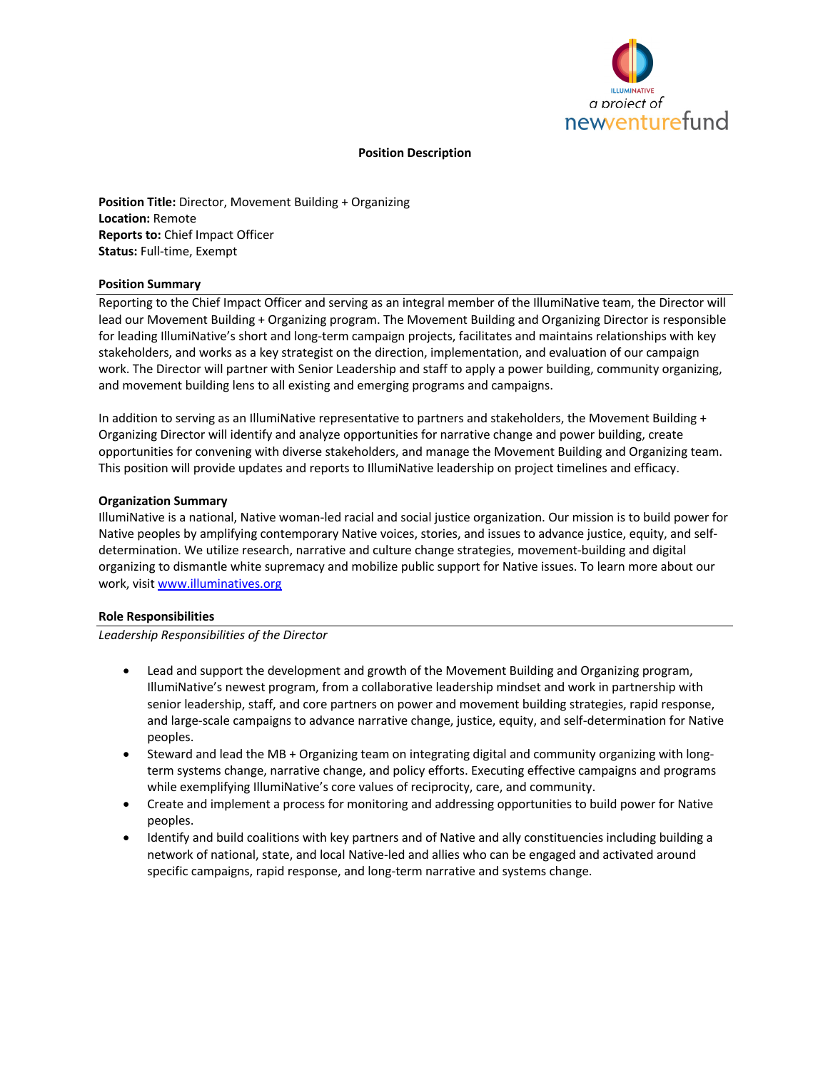ILLUMINATIVE
a project of
newventurefund

**Position Description**

**Position Title:** Director, Movement Building + Organizing
**Location:** Remote
**Reports to:** Chief Impact Officer
**Status:** Full-time, Exempt

## Position Summary

Reporting to the Chief Impact Officer and serving as an integral member of the IllumiNative team, the Director will lead our Movement Building + Organizing program. The Movement Building and Organizing Director is responsible for leading IllumiNative's short and long-term campaign projects, facilitates and maintains relationships with key stakeholders, and works as a key strategist on the direction, implementation, and evaluation of our campaign work. The Director will partner with Senior Leadership and staff to apply a power building, community organizing, and movement building lens to all existing and emerging programs and campaigns.

In addition to serving as an IllumiNative representative to partners and stakeholders, the Movement Building + Organizing Director will identify and analyze opportunities for narrative change and power building, create opportunities for convening with diverse stakeholders, and manage the Movement Building and Organizing team. This position will provide updates and reports to IllumiNative leadership on project timelines and efficacy.

## Organization Summary

IllumiNative is a national, Native woman-led racial and social justice organization. Our mission is to build power for Native peoples by amplifying contemporary Native voices, stories, and issues to advance justice, equity, and self-determination. We utilize research, narrative and culture change strategies, movement-building and digital organizing to dismantle white supremacy and mobilize public support for Native issues. To learn more about our work, visit www.illuminatives.org

## Role Responsibilities

*Leadership Responsibilities of the Director*

- Lead and support the development and growth of the Movement Building and Organizing program, IllumiNative's newest program, from a collaborative leadership mindset and work in partnership with senior leadership, staff, and core partners on power and movement building strategies, rapid response, and large-scale campaigns to advance narrative change, justice, equity, and self-determination for Native peoples.
- Steward and lead the MB + Organizing team on integrating digital and community organizing with long-term systems change, narrative change, and policy efforts. Executing effective campaigns and programs while exemplifying IllumiNative's core values of reciprocity, care, and community.
- Create and implement a process for monitoring and addressing opportunities to build power for Native peoples.
- Identify and build coalitions with key partners and of Native and ally constituencies including building a network of national, state, and local Native-led and allies who can be engaged and activated around specific campaigns, rapid response, and long-term narrative and systems change.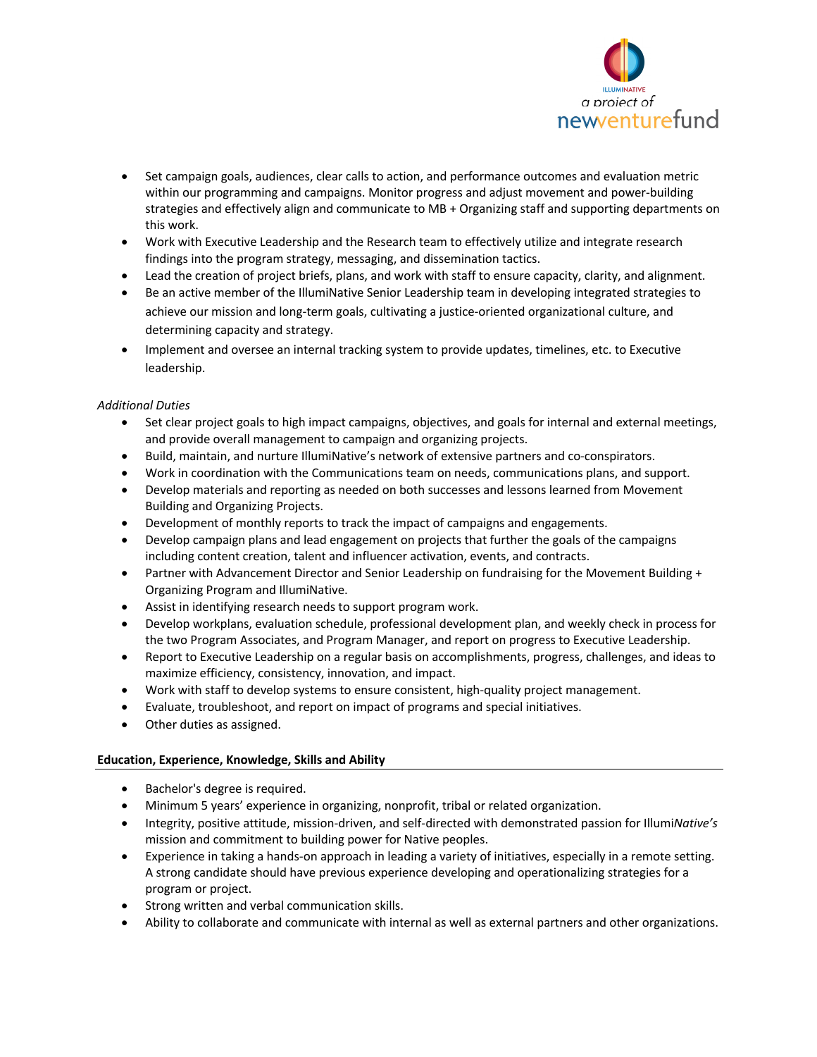- Set campaign goals, audiences, clear calls to action, and performance outcomes and evaluation metric within our programming and campaigns. Monitor progress and adjust movement and power-building strategies and effectively align and communicate to MB + Organizing staff and supporting departments on this work.
- Work with Executive Leadership and the Research team to effectively utilize and integrate research findings into the program strategy, messaging, and dissemination tactics.
- Lead the creation of project briefs, plans, and work with staff to ensure capacity, clarity, and alignment.
- Be an active member of the IllumiNative Senior Leadership team in developing integrated strategies to achieve our mission and long-term goals, cultivating a justice-oriented organizational culture, and determining capacity and strategy.
- Implement and oversee an internal tracking system to provide updates, timelines, etc. to Executive leadership.

*Additional Duties*

- Set clear project goals to high impact campaigns, objectives, and goals for internal and external meetings, and provide overall management to campaign and organizing projects.
- Build, maintain, and nurture IllumiNative's network of extensive partners and co-conspirators.
- Work in coordination with the Communications team on needs, communications plans, and support.
- Develop materials and reporting as needed on both successes and lessons learned from Movement Building and Organizing Projects.
- Development of monthly reports to track the impact of campaigns and engagements.
- Develop campaign plans and lead engagement on projects that further the goals of the campaigns including content creation, talent and influencer activation, events, and contracts.
- Partner with Advancement Director and Senior Leadership on fundraising for the Movement Building + Organizing Program and IllumiNative.
- Assist in identifying research needs to support program work.
- Develop workplans, evaluation schedule, professional development plan, and weekly check in process for the two Program Associates, and Program Manager, and report on progress to Executive Leadership.
- Report to Executive Leadership on a regular basis on accomplishments, progress, challenges, and ideas to maximize efficiency, consistency, innovation, and impact.
- Work with staff to develop systems to ensure consistent, high-quality project management.
- Evaluate, troubleshoot, and report on impact of programs and special initiatives.
- Other duties as assigned.

**Education, Experience, Knowledge, Skills and Ability**

- Bachelor's degree is required.
- Minimum 5 years' experience in organizing, nonprofit, tribal or related organization.
- Integrity, positive attitude, mission-driven, and self-directed with demonstrated passion for Illumi*Native's* mission and commitment to building power for Native peoples.
- Experience in taking a hands-on approach in leading a variety of initiatives, especially in a remote setting. A strong candidate should have previous experience developing and operationalizing strategies for a program or project.
- Strong written and verbal communication skills.
- Ability to collaborate and communicate with internal as well as external partners and other organizations.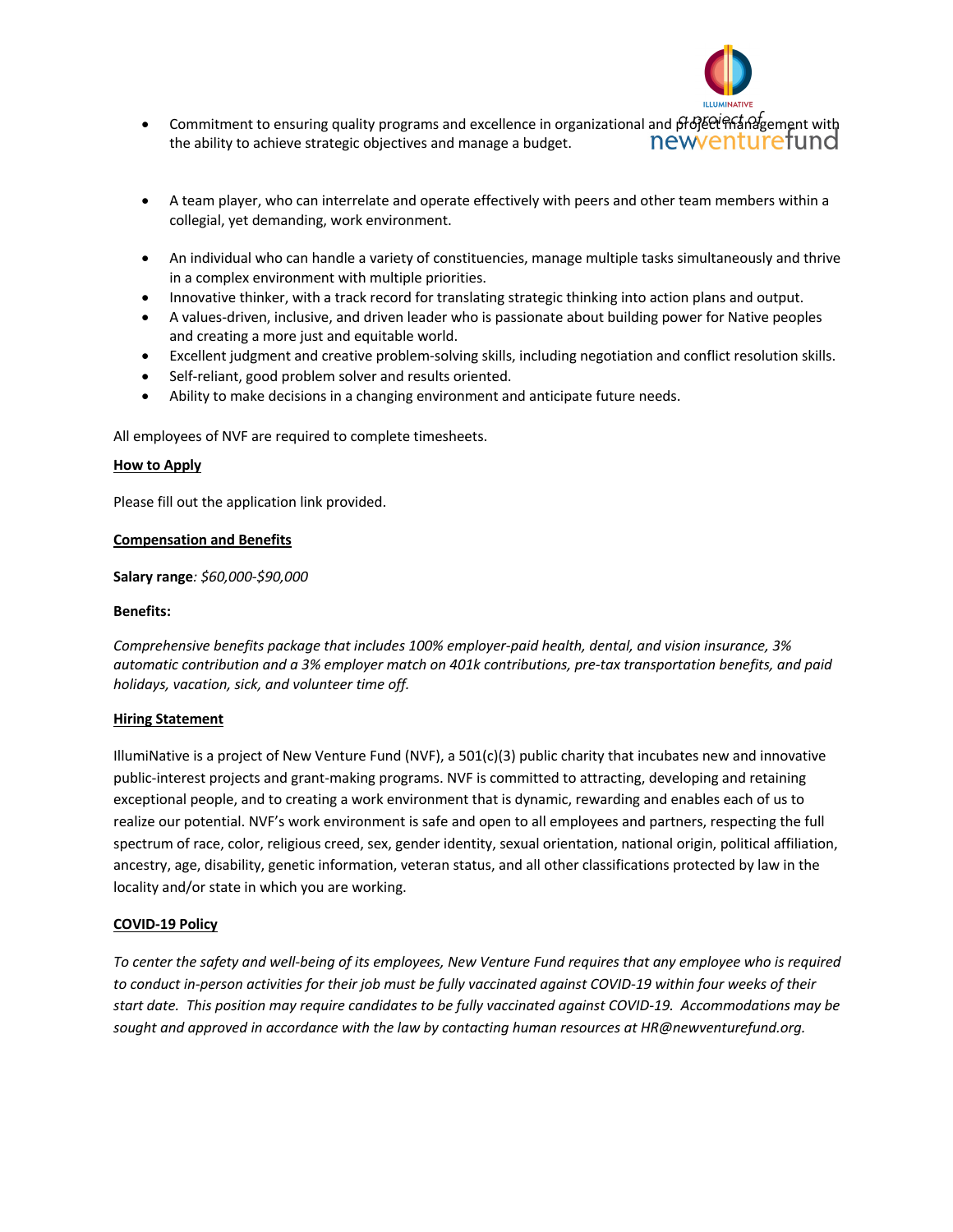- Commitment to ensuring quality programs and excellence in organizational and project management with the ability to achieve strategic objectives and manage a budget.

- A team player, who can interrelate and operate effectively with peers and other team members within a collegial, yet demanding, work environment.

- An individual who can handle a variety of constituencies, manage multiple tasks simultaneously and thrive in a complex environment with multiple priorities.
- Innovative thinker, with a track record for translating strategic thinking into action plans and output.
- A values-driven, inclusive, and driven leader who is passionate about building power for Native peoples and creating a more just and equitable world.
- Excellent judgment and creative problem-solving skills, including negotiation and conflict resolution skills.
- Self-reliant, good problem solver and results oriented.
- Ability to make decisions in a changing environment and anticipate future needs.

All employees of NVF are required to complete timesheets.

**How to Apply**

Please fill out the application link provided.

**Compensation and Benefits**

**Salary range***: $60,000-$90,000*

**Benefits:**

*Comprehensive benefits package that includes 100% employer-paid health, dental, and vision insurance, 3% automatic contribution and a 3% employer match on 401k contributions, pre-tax transportation benefits, and paid holidays, vacation, sick, and volunteer time off.*

**Hiring Statement**

IllumiNative is a project of New Venture Fund (NVF), a 501(c)(3) public charity that incubates new and innovative public-interest projects and grant-making programs. NVF is committed to attracting, developing and retaining exceptional people, and to creating a work environment that is dynamic, rewarding and enables each of us to realize our potential. NVF's work environment is safe and open to all employees and partners, respecting the full spectrum of race, color, religious creed, sex, gender identity, sexual orientation, national origin, political affiliation, ancestry, age, disability, genetic information, veteran status, and all other classifications protected by law in the locality and/or state in which you are working.

**COVID-19 Policy**

*To center the safety and well-being of its employees, New Venture Fund requires that any employee who is required to conduct in-person activities for their job must be fully vaccinated against COVID-19 within four weeks of their start date. This position may require candidates to be fully vaccinated against COVID-19. Accommodations may be sought and approved in accordance with the law by contacting human resources at HR@newventurefund.org.*